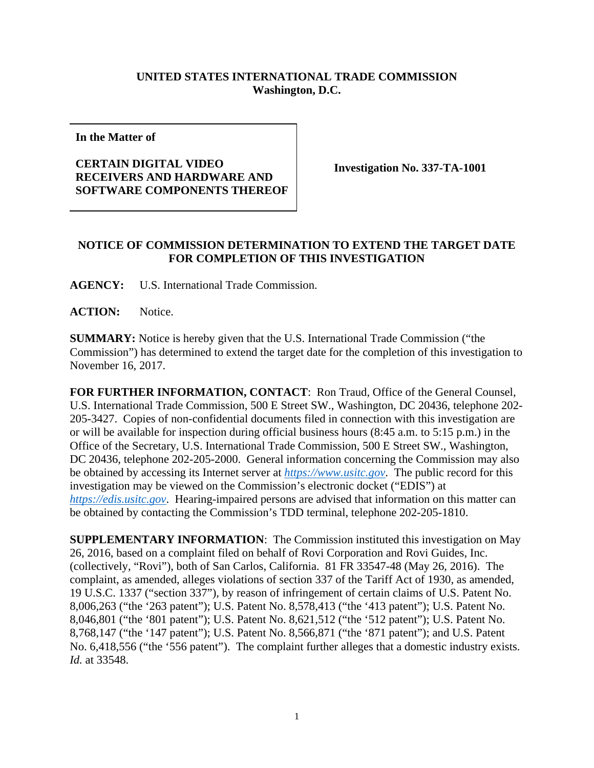**UNITED STATES INTERNATIONAL TRADE COMMISSION**
**Washington, D.C.**

| **In the Matter of**<br><br>**CERTAIN DIGITAL VIDEO RECEIVERS AND HARDWARE AND SOFTWARE COMPONENTS THEREOF** | **Investigation No. 337-TA-1001** |
|---|---|

## NOTICE OF COMMISSION DETERMINATION TO EXTEND THE TARGET DATE FOR COMPLETION OF THIS INVESTIGATION

**AGENCY:** U.S. International Trade Commission.

**ACTION:** Notice.

**SUMMARY:** Notice is hereby given that the U.S. International Trade Commission ("the Commission") has determined to extend the target date for the completion of this investigation to November 16, 2017.

**FOR FURTHER INFORMATION, CONTACT**: Ron Traud, Office of the General Counsel, U.S. International Trade Commission, 500 E Street SW., Washington, DC 20436, telephone 202-205-3427. Copies of non-confidential documents filed in connection with this investigation are or will be available for inspection during official business hours (8:45 a.m. to 5:15 p.m.) in the Office of the Secretary, U.S. International Trade Commission, 500 E Street SW., Washington, DC 20436, telephone 202-205-2000. General information concerning the Commission may also be obtained by accessing its Internet server at *https://www.usitc.gov*. The public record for this investigation may be viewed on the Commission's electronic docket ("EDIS") at *https://edis.usitc.gov*. Hearing-impaired persons are advised that information on this matter can be obtained by contacting the Commission's TDD terminal, telephone 202-205-1810.

**SUPPLEMENTARY INFORMATION**: The Commission instituted this investigation on May 26, 2016, based on a complaint filed on behalf of Rovi Corporation and Rovi Guides, Inc. (collectively, "Rovi"), both of San Carlos, California. 81 FR 33547-48 (May 26, 2016). The complaint, as amended, alleges violations of section 337 of the Tariff Act of 1930, as amended, 19 U.S.C. 1337 ("section 337"), by reason of infringement of certain claims of U.S. Patent No. 8,006,263 ("the '263 patent"); U.S. Patent No. 8,578,413 ("the '413 patent"); U.S. Patent No. 8,046,801 ("the '801 patent"); U.S. Patent No. 8,621,512 ("the '512 patent"); U.S. Patent No. 8,768,147 ("the '147 patent"); U.S. Patent No. 8,566,871 ("the '871 patent"); and U.S. Patent No. 6,418,556 ("the '556 patent"). The complaint further alleges that a domestic industry exists. *Id.* at 33548.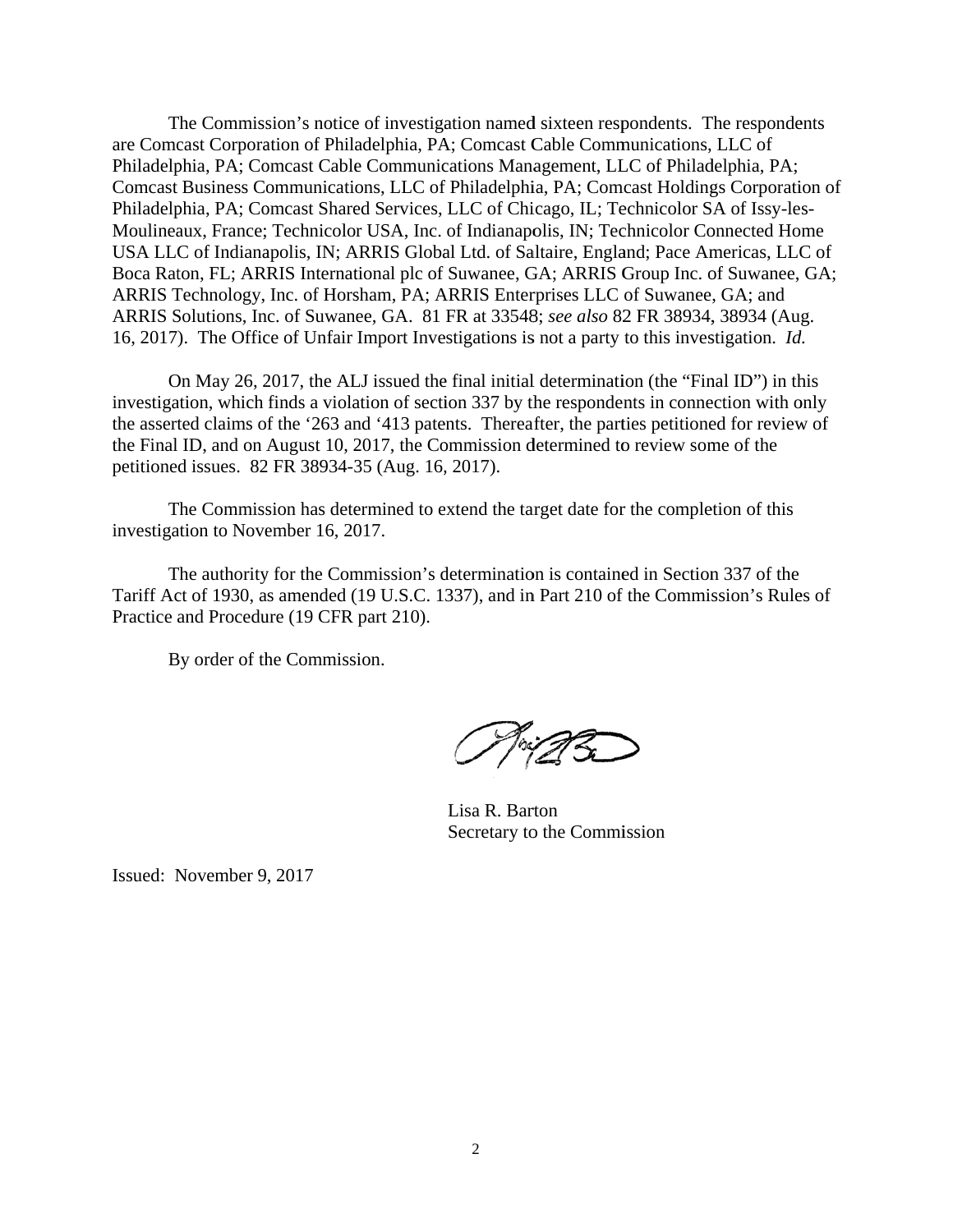The Commission's notice of investigation named sixteen respondents. The respondents are Comcast Corporation of Philadelphia, PA; Comcast Cable Communications, LLC of Philadelphia, PA; Comcast Cable Communications Management, LLC of Philadelphia, PA; Comcast Business Communications, LLC of Philadelphia, PA; Comcast Holdings Corporation of Philadelphia, PA; Comcast Shared Services, LLC of Chicago, IL; Technicolor SA of Issy-les-Moulineaux, France; Technicolor USA, Inc. of Indianapolis, IN; Technicolor Connected Home USA LLC of Indianapolis, IN; ARRIS Global Ltd. of Saltaire, England; Pace Americas, LLC of Boca Raton, FL; ARRIS International plc of Suwanee, GA; ARRIS Group Inc. of Suwanee, GA; ARRIS Technology, Inc. of Horsham, PA; ARRIS Enterprises LLC of Suwanee, GA; and ARRIS Solutions, Inc. of Suwanee, GA. 81 FR at 33548; *see also* 82 FR 38934, 38934 (Aug. 16, 2017). The Office of Unfair Import Investigations is not a party to this investigation. *Id.*

On May 26, 2017, the ALJ issued the final initial determination (the "Final ID") in this investigation, which finds a violation of section 337 by the respondents in connection with only the asserted claims of the '263 and '413 patents. Thereafter, the parties petitioned for review of the Final ID, and on August 10, 2017, the Commission determined to review some of the petitioned issues. 82 FR 38934-35 (Aug. 16, 2017).

The Commission has determined to extend the target date for the completion of this investigation to November 16, 2017.

The authority for the Commission's determination is contained in Section 337 of the Tariff Act of 1930, as amended (19 U.S.C. 1337), and in Part 210 of the Commission's Rules of Practice and Procedure (19 CFR part 210).

By order of the Commission.

Lisa R. Barton
Secretary to the Commission

Issued: November 9, 2017